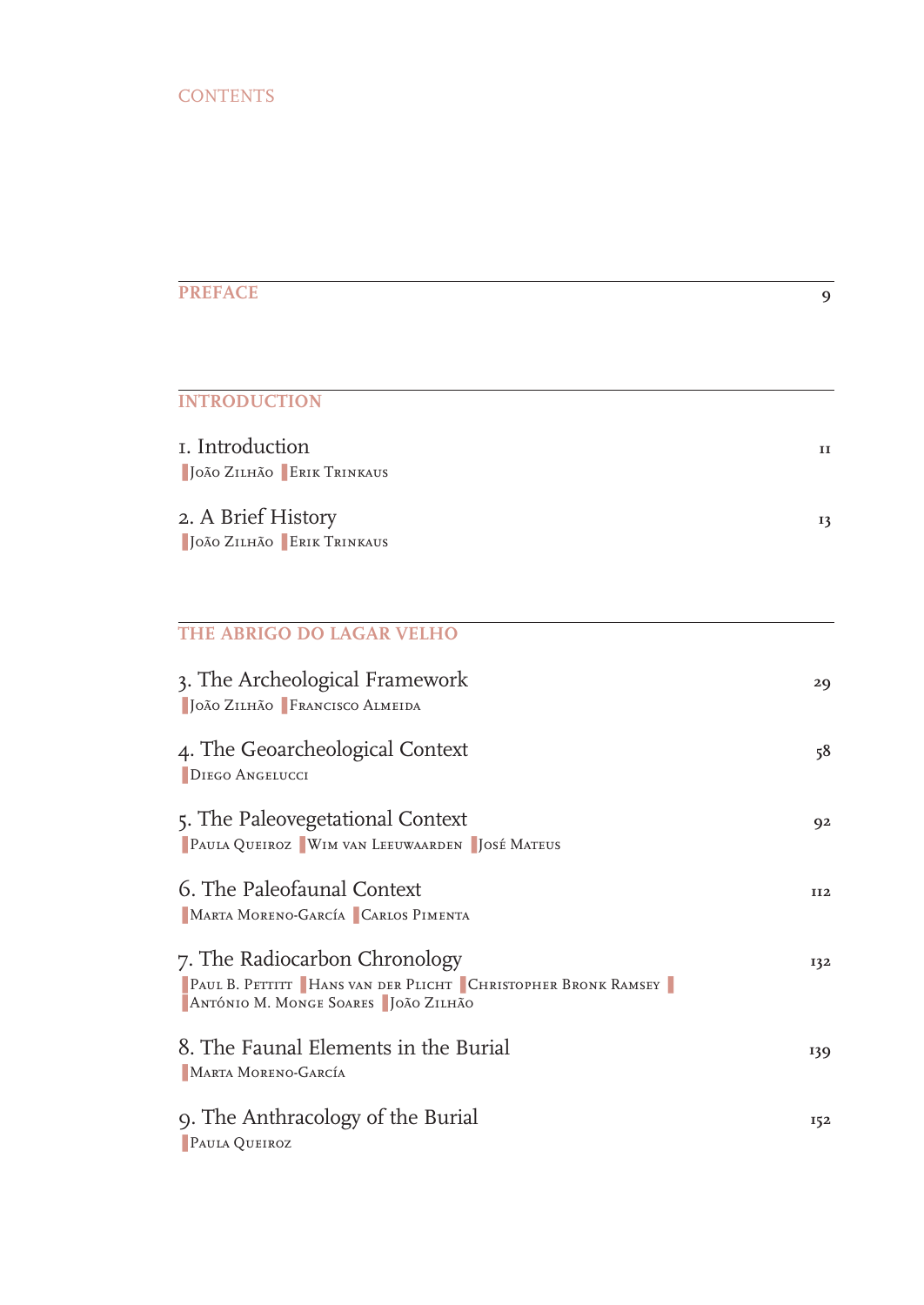# CONTENTS

## PREFACE — 9

## INTRODUCTION

1. Introduction — 11
   João Zilhão | Erik Trinkaus

2. A Brief History — 13
   João Zilhão | Erik Trinkaus

## THE ABRIGO DO LAGAR VELHO

3. The Archeological Framework — 29
   João Zilhão | Francisco Almeida

4. The Geoarcheological Context — 58
   Diego Angelucci

5. The Paleovegetational Context — 92
   Paula Queiroz | Wim van Leeuwaarden | José Mateus

6. The Paleofaunal Context — 112
   Marta Moreno-García | Carlos Pimenta

7. The Radiocarbon Chronology — 132
   Paul B. Pettitt | Hans van der Plicht | Christopher Bronk Ramsey | António M. Monge Soares | João Zilhão

8. The Faunal Elements in the Burial — 139
   Marta Moreno-García

9. The Anthracology of the Burial — 152
   Paula Queiroz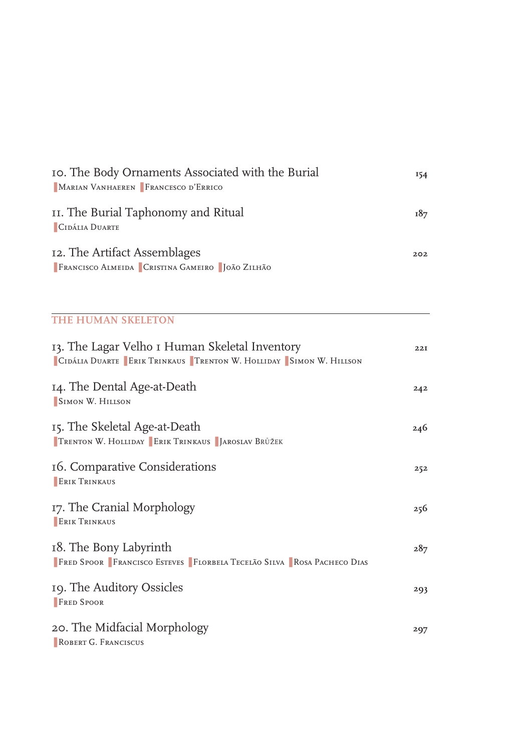10. The Body Ornaments Associated with the Burial — 154
Marian Vanhaeren | Francesco d'Errico

11. The Burial Taphonomy and Ritual — 187
Cidália Duarte

12. The Artifact Assemblages — 202
Francisco Almeida | Cristina Gameiro | João Zilhão

## THE HUMAN SKELETON

13. The Lagar Velho 1 Human Skeletal Inventory — 221
Cidália Duarte | Erik Trinkaus | Trenton W. Holliday | Simon W. Hillson

14. The Dental Age-at-Death — 242
Simon W. Hillson

15. The Skeletal Age-at-Death — 246
Trenton W. Holliday | Erik Trinkaus | Jaroslav Brůžek

16. Comparative Considerations — 252
Erik Trinkaus

17. The Cranial Morphology — 256
Erik Trinkaus

18. The Bony Labyrinth — 287
Fred Spoor | Francisco Esteves | Florbela Tecelão Silva | Rosa Pacheco Dias

19. The Auditory Ossicles — 293
Fred Spoor

20. The Midfacial Morphology — 297
Robert G. Franciscus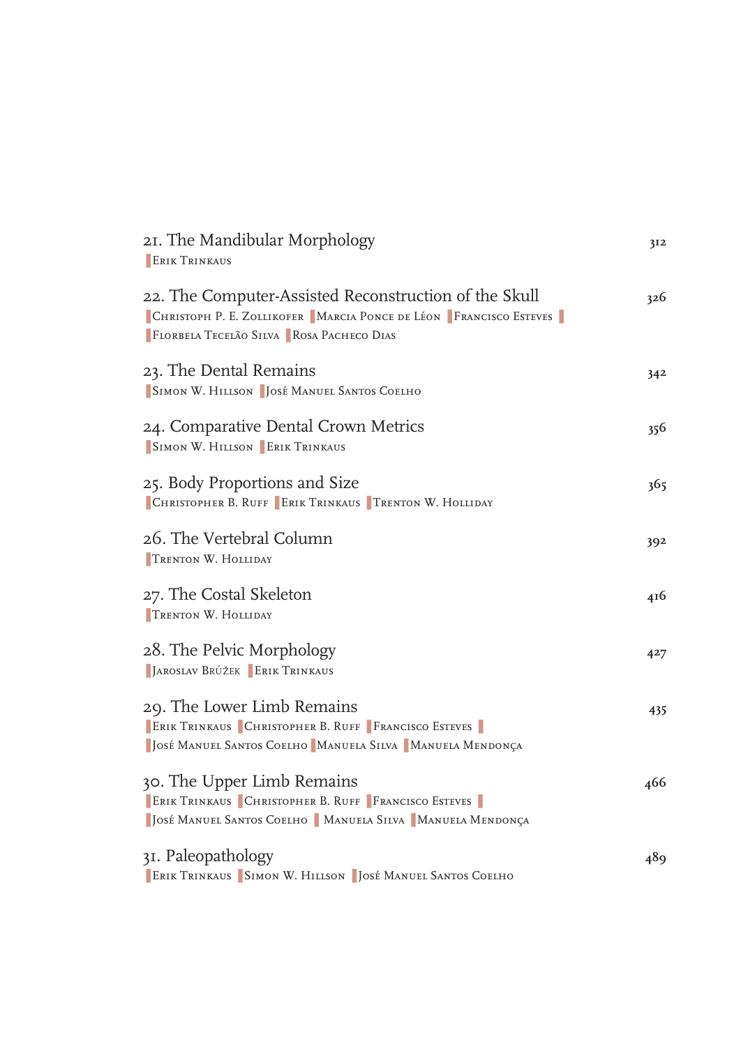21. The Mandibular Morphology — 312
Erik Trinkaus

22. The Computer-Assisted Reconstruction of the Skull — 326
Christoph P. E. Zollikofer | Marcia Ponce de Léon | Francisco Esteves | Florbela Tecelão Silva | Rosa Pacheco Dias

23. The Dental Remains — 342
Simon W. Hillson | José Manuel Santos Coelho

24. Comparative Dental Crown Metrics — 356
Simon W. Hillson | Erik Trinkaus

25. Body Proportions and Size — 365
Christopher B. Ruff | Erik Trinkaus | Trenton W. Holliday

26. The Vertebral Column — 392
Trenton W. Holliday

27. The Costal Skeleton — 416
Trenton W. Holliday

28. The Pelvic Morphology — 427
Jaroslav Brůžek | Erik Trinkaus

29. The Lower Limb Remains — 435
Erik Trinkaus | Christopher B. Ruff | Francisco Esteves | José Manuel Santos Coelho | Manuela Silva | Manuela Mendonça

30. The Upper Limb Remains — 466
Erik Trinkaus | Christopher B. Ruff | Francisco Esteves | José Manuel Santos Coelho | Manuela Silva | Manuela Mendonça

31. Paleopathology — 489
Erik Trinkaus | Simon W. Hillson | José Manuel Santos Coelho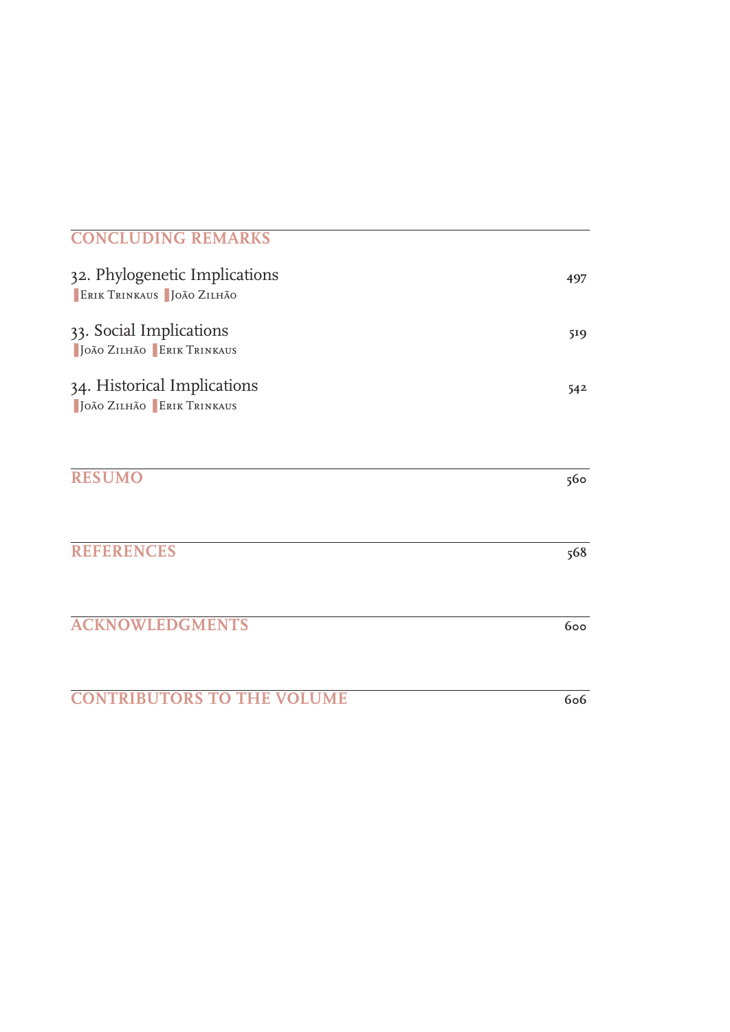## CONCLUDING REMARKS

32. Phylogenetic Implications — 497
Erik Trinkaus, João Zilhão

33. Social Implications — 519
João Zilhão, Erik Trinkaus

34. Historical Implications — 542
João Zilhão, Erik Trinkaus

## RESUMO — 560

## REFERENCES — 568

## ACKNOWLEDGMENTS — 600

## CONTRIBUTORS TO THE VOLUME — 606